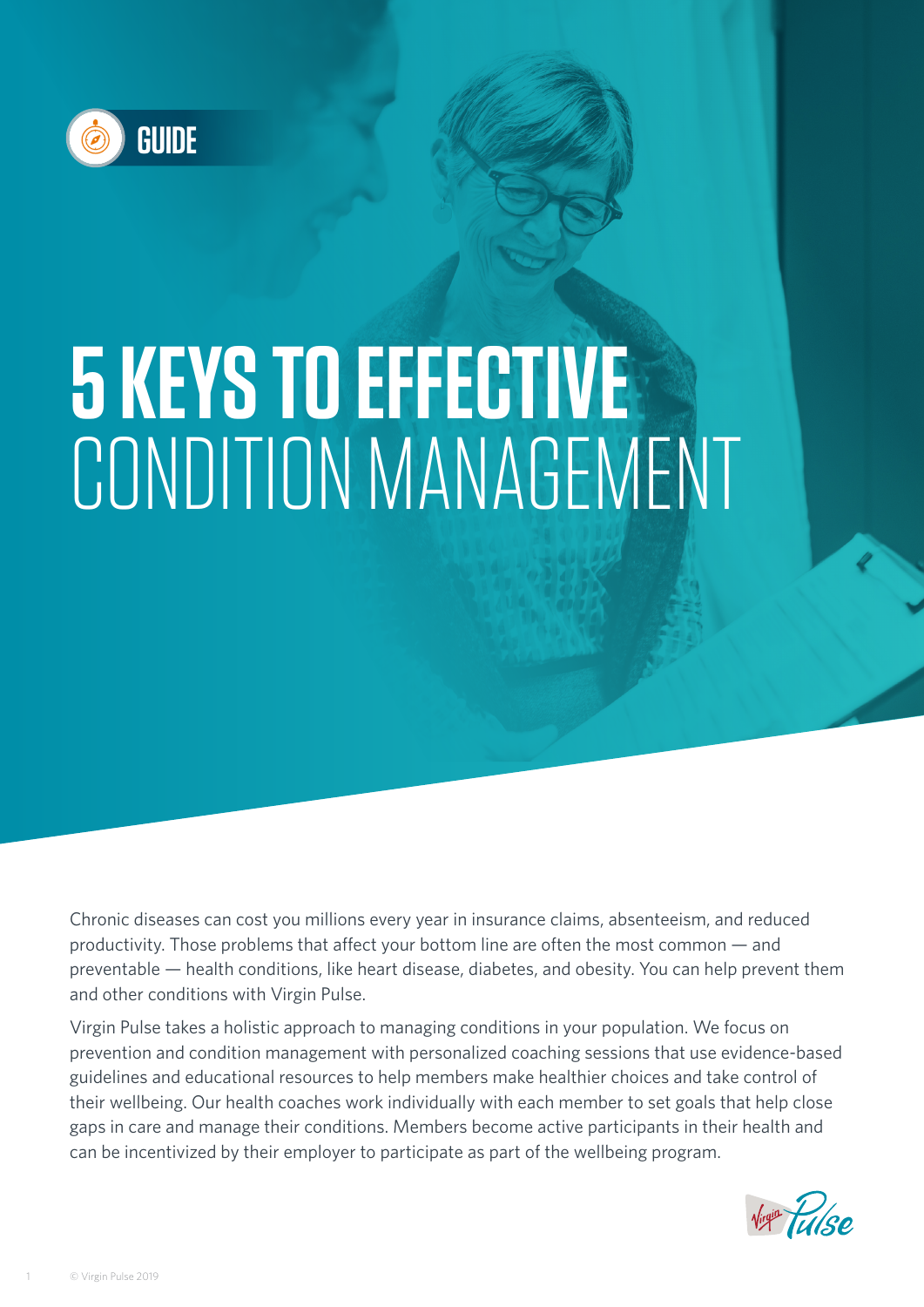GUIDE

# 5 KEYS TO EFFECTIVE CONDITION MANAGEMENT

Chronic diseases can cost you millions every year in insurance claims, absenteeism, and reduced productivity. Those problems that affect your bottom line are often the most common — and preventable — health conditions, like heart disease, diabetes, and obesity. You can help prevent them and other conditions with Virgin Pulse.

Virgin Pulse takes a holistic approach to managing conditions in your population. We focus on prevention and condition management with personalized coaching sessions that use evidence-based guidelines and educational resources to help members make healthier choices and take control of their wellbeing. Our health coaches work individually with each member to set goals that help close gaps in care and manage their conditions. Members become active participants in their health and can be incentivized by their employer to participate as part of the wellbeing program.

© Virgin Pulse 2019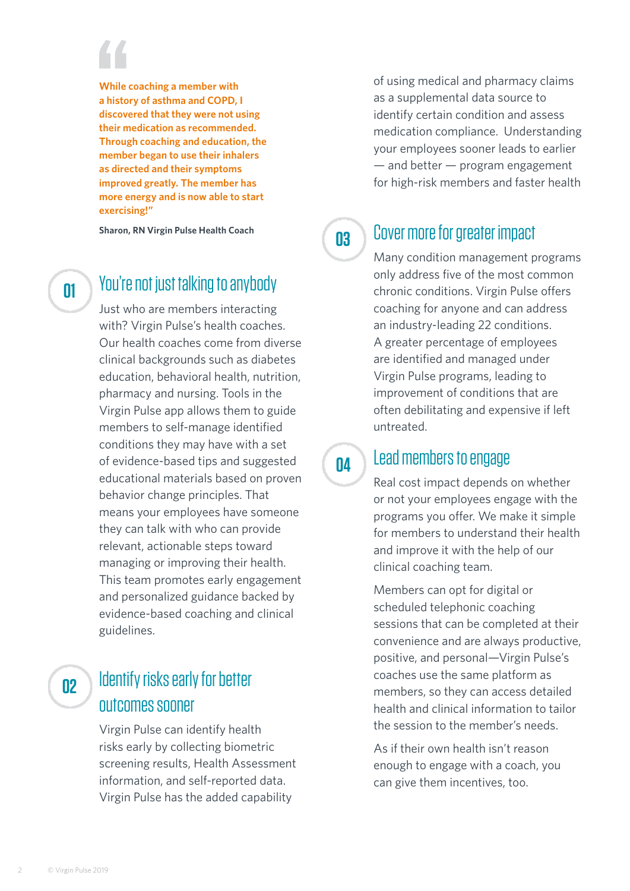> **While coaching a member with a history of asthma and COPD, I discovered that they were not using their medication as recommended. Through coaching and education, the member began to use their inhalers as directed and their symptoms improved greatly. The member has more energy and is now able to start exercising!"**
>
> **Sharon, RN Virgin Pulse Health Coach**

## 01 You're not just talking to anybody

Just who are members interacting with? Virgin Pulse's health coaches. Our health coaches come from diverse clinical backgrounds such as diabetes education, behavioral health, nutrition, pharmacy and nursing. Tools in the Virgin Pulse app allows them to guide members to self-manage identified conditions they may have with a set of evidence-based tips and suggested educational materials based on proven behavior change principles. That means your employees have someone they can talk with who can provide relevant, actionable steps toward managing or improving their health. This team promotes early engagement and personalized guidance backed by evidence-based coaching and clinical guidelines.

## 02 Identify risks early for better outcomes sooner

Virgin Pulse can identify health risks early by collecting biometric screening results, Health Assessment information, and self-reported data. Virgin Pulse has the added capability of using medical and pharmacy claims as a supplemental data source to identify certain condition and assess medication compliance. Understanding your employees sooner leads to earlier — and better — program engagement for high-risk members and faster health

## 03 Cover more for greater impact

Many condition management programs only address five of the most common chronic conditions. Virgin Pulse offers coaching for anyone and can address an industry-leading 22 conditions. A greater percentage of employees are identified and managed under Virgin Pulse programs, leading to improvement of conditions that are often debilitating and expensive if left untreated.

## 04 Lead members to engage

Real cost impact depends on whether or not your employees engage with the programs you offer. We make it simple for members to understand their health and improve it with the help of our clinical coaching team.

Members can opt for digital or scheduled telephonic coaching sessions that can be completed at their convenience and are always productive, positive, and personal—Virgin Pulse's coaches use the same platform as members, so they can access detailed health and clinical information to tailor the session to the member's needs.

As if their own health isn't reason enough to engage with a coach, you can give them incentives, too.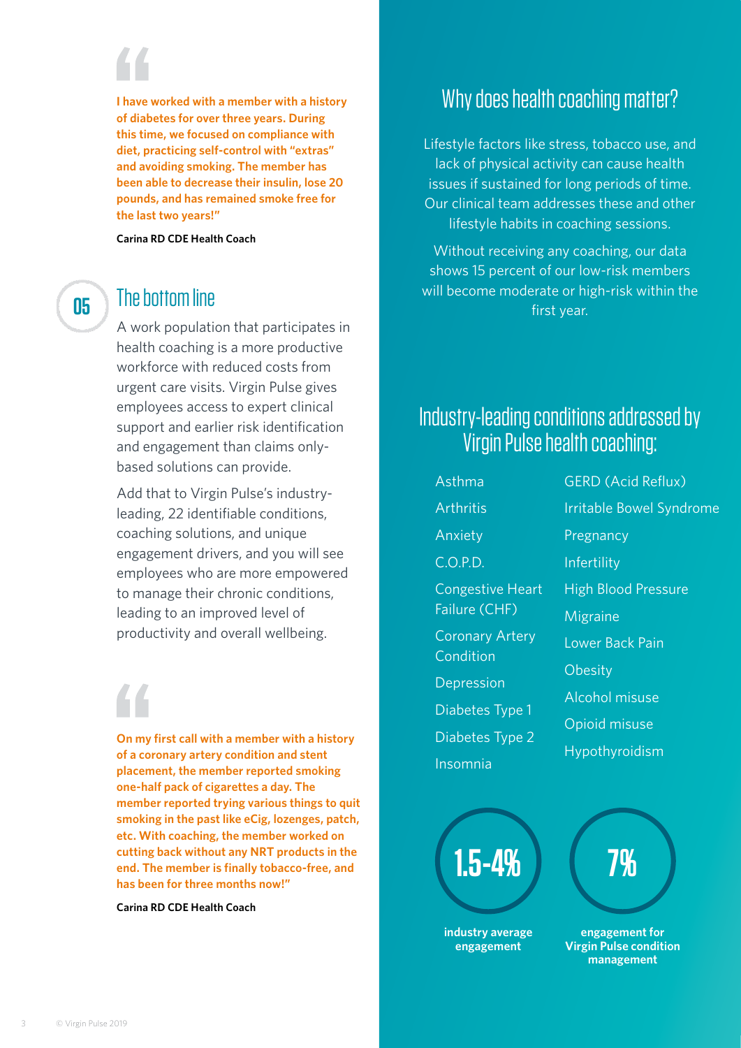"I have worked with a member with a history of diabetes for over three years. During this time, we focused on compliance with diet, practicing self-control with "extras" and avoiding smoking. The member has been able to decrease their insulin, lose 20 pounds, and has remained smoke free for the last two years!"

**Carina RD CDE Health Coach**

## 05 The bottom line

A work population that participates in health coaching is a more productive workforce with reduced costs from urgent care visits. Virgin Pulse gives employees access to expert clinical support and earlier risk identification and engagement than claims only-based solutions can provide.

Add that to Virgin Pulse's industry-leading, 22 identifiable conditions, coaching solutions, and unique engagement drivers, and you will see employees who are more empowered to manage their chronic conditions, leading to an improved level of productivity and overall wellbeing.

"On my first call with a member with a history of a coronary artery condition and stent placement, the member reported smoking one-half pack of cigarettes a day. The member reported trying various things to quit smoking in the past like eCig, lozenges, patch, etc. With coaching, the member worked on cutting back without any NRT products in the end. The member is finally tobacco-free, and has been for three months now!"

**Carina RD CDE Health Coach**

## Why does health coaching matter?

Lifestyle factors like stress, tobacco use, and lack of physical activity can cause health issues if sustained for long periods of time. Our clinical team addresses these and other lifestyle habits in coaching sessions.

Without receiving any coaching, our data shows 15 percent of our low-risk members will become moderate or high-risk within the first year.

## Industry-leading conditions addressed by Virgin Pulse health coaching:

- Asthma
- Arthritis
- Anxiety
- C.O.P.D.
- Congestive Heart Failure (CHF)
- Coronary Artery Condition
- Depression
- Diabetes Type 1
- Diabetes Type 2
- Insomnia
- GERD (Acid Reflux)
- Irritable Bowel Syndrome
- Pregnancy
- Infertility
- High Blood Pressure
- Migraine
- Lower Back Pain
- Obesity
- Alcohol misuse
- Opioid misuse
- Hypothyroidism

**1.5-4%**
**industry average engagement**

**7%**
**engagement for Virgin Pulse condition management**

© Virgin Pulse 2019